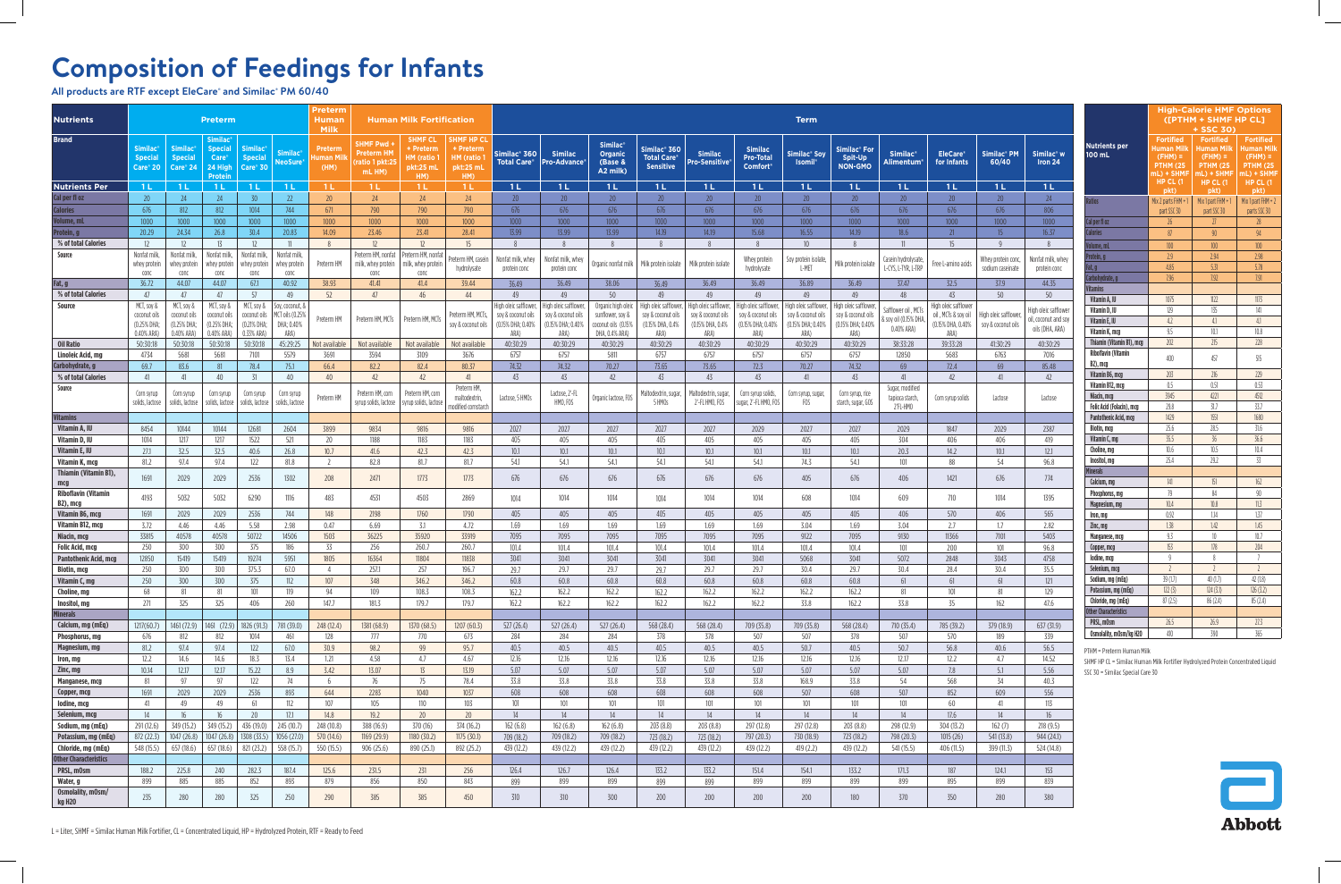# Composition of Feedings for Infants

**All products are RTF except EleCare and Similac PM 60/40**

| Nutrients | Preterm | | | | | Preterm Human Milk | Human Milk Fortification | | | Term | | | | | | | | | | | | | |
|---|---|---|---|---|---|---|---|---|---|---|---|---|---|---|---|---|---|---|---|---|---|---|---|
| Brand | Similac Special Care 20 | Similac Special Care 24 | Similac Special Care 24 High Protein | Similac Special Care 30 | Similac NeoSure | Preterm Human Milk (HM) | SHMF Pwd + Preterm HM (ratio 1 pkt:25 mL HM) | SHMF CL + Preterm HM (ratio 1 pkt:25 mL HM) | SHMF HP CL + Preterm HM (ratio 1 pkt:25 mL HM) | Similac 360 Total Care | Similac Pro-Advance | Similac Organic (Base & A2 milk) | Similac 360 Total Care Sensitive | Similac Pro-Sensitive | Similac Pro-Total Comfort | Similac Soy Isomil | Similac For Spit-Up NON-GMO | Similac Alimentum | EleCare for Infants | Similac PM 60/40 | Similac w Iron 24 |
| Nutrients Per | 1 L | 1 L | 1 L | 1 L | 1 L | 1 L | 1 L | 1 L | 1 L | 1 L | 1 L | 1 L | 1 L | 1 L | 1 L | 1 L | 1 L | 1 L | 1 L | 1 L | 1 L |
| Cal per fl oz | 20 | 24 | 24 | 30 | 22 | 20 | 24 | 24 | 24 | 20 | 20 | 20 | 20 | 20 | 20 | 20 | 20 | 20 | 20 | 20 | 24 |
| Calories | 676 | 812 | 812 | 1014 | 744 | 671 | 790 | 790 | 790 | 676 | 676 | 676 | 676 | 676 | 676 | 676 | 676 | 676 | 676 | 676 | 806 |
| Volume, mL | 1000 | 1000 | 1000 | 1000 | 1000 | 1000 | 1000 | 1000 | 1000 | 1000 | 1000 | 1000 | 1000 | 1000 | 1000 | 1000 | 1000 | 1000 | 1000 | 1000 | 1000 |
| Protein, g | 20.29 | 24.34 | 26.8 | 30.4 | 20.83 | 14.09 | 23.46 | 23.41 | 28.41 | 13.99 | 13.99 | 13.99 | 14.19 | 14.19 | 15.68 | 16.55 | 14.19 | 18.6 | 21 | 15 | 16.37 |
| % of total Calories | 12 | 12 | 13 | 12 | 11 | 8 | 12 | 12 | 15 | 8 | 8 | 8 | 8 | 8 | 8 | 10 | 8 | 11 | 15 | 9 | 8 |
| Source | Nonfat milk, whey protein conc | Nonfat milk, whey protein conc | Nonfat milk, whey protein conc | Nonfat milk, whey protein conc | Nonfat milk, whey protein conc | Preterm HM | Preterm HM, nonfat milk, whey protein conc | Preterm HM, nonfat milk, whey protein conc | Preterm HM, casein hydrolysate | Nonfat milk, whey protein conc | Nonfat milk, whey protein conc | Organic nonfat milk | Milk protein isolate | Milk protein isolate | Whey protein hydrolysate | Soy protein isolate, L-MET | Milk protein isolate | Casein hydrolysate, L-CYS, L-TYR, L-TRP | Free L-amino acids | Whey protein conc, sodium caseinate | Nonfat milk, whey protein conc |
| Fat, g | 36.72 | 44.07 | 44.07 | 67.1 | 40.92 | 38.93 | 41.41 | 41.4 | 39.44 | 36.49 | 36.49 | 38.06 | 36.49 | 36.49 | 36.49 | 36.89 | 36.49 | 37.47 | 32.5 | 37.9 | 44.35 |
| % of total Calories | 47 | 47 | 47 | 57 | 49 | 52 | 47 | 46 | 44 | 49 | 49 | 50 | 49 | 49 | 49 | 49 | 49 | 48 | 43 | 50 | 50 |
| Source | MCT, soy & coconut oils (0.25% DHA; 0.40% ARA) | MCT, soy & coconut oils (0.25% DHA; 0.40% ARA) | MCT, soy & coconut oils (0.25% DHA; 0.40% ARA) | MCT, soy & coconut oils (0.21% DHA; 0.33% ARA) | Soy, coconut, & MCT oils (0.25% DHA; 0.40% ARA) | Preterm HM | Preterm HM, MCTs | Preterm HM, MCTs | Preterm HM, MCTs, soy & coconut oils | High oleic safflower, soy & coconut oils (0.15% DHA; 0.40% ARA) | High oleic safflower, soy & coconut oils (0.15% DHA; 0.40% ARA) | Organic high oleic sunflower, soy & coconut oils (0.15% DHA, 0.4% ARA) | High oleic safflower, soy & coconut oils (0.15% DHA, 0.4% ARA) | High oleic safflower, soy & coconut oils (0.15% DHA, 0.4% ARA) | High oleic safflower, soy & coconut oils (0.15% DHA; 0.40% ARA) | High oleic safflower, soy & coconut oils (0.15% DHA; 0.40% ARA) | High oleic safflower, soy & coconut oils (0.15% DHA; 0.40% ARA) | Safflower oil, MCTs & soy oil (0.15% DHA, 0.40% ARA) | High oleic safflower oil, MCTs & soy oil (0.15% DHA; 0.40% ARA) | High oleic safflower, soy & coconut oils | High oleic safflower oil, coconut and soy oils (DHA, ARA) |
| Oil Ratio | 50:30:18 | 50:30:18 | 50:30:18 | 50:30:18 | 45:29:25 | Not available | Not available | Not available | Not available | 40:30:29 | 40:30:29 | 40:30:29 | 40:30:29 | 40:30:29 | 40:30:29 | 40:30:29 | 40:30:29 | 38:33:28 | 39:33:28 | 41:30:29 | 40:30:29 |
| Linoleic Acid, mg | 4734 | 5681 | 5681 | 7101 | 5579 | 3691 | 3594 | 3109 | 3676 | 6757 | 6757 | 5811 | 6757 | 6757 | 6757 | 6757 | 6757 | 12850 | 5683 | 6763 | 7016 |
| Carbohydrate, g | 69.7 | 83.6 | 81 | 78.4 | 75.1 | 66.4 | 82.2 | 82.4 | 80.37 | 74.32 | 74.32 | 70.27 | 73.65 | 73.65 | 72.3 | 70.27 | 74.32 | 69 | 72.4 | 69 | 85.48 |
| % of total Calories | 41 | 41 | 40 | 31 | 40 | 40 | 42 | 42 | 41 | 43 | 43 | 42 | 43 | 43 | 43 | 41 | 43 | 41 | 42 | 41 | 42 |
| Source | Corn syrup solids, lactose | Corn syrup solids, lactose | Corn syrup solids, lactose | Corn syrup solids, lactose | Corn syrup solids, lactose | Preterm HM | Preterm HM, corn syrup solids, lactose | Preterm HM, corn syrup solids, lactose | Preterm HM, maltodextrin, modified cornstarch | Lactose, 5 HMOs | Lactose, 2'-FL HMO, FOS | Organic lactose, FOS | Maltodextrin, sugar, 5 HMOs | Maltodextrin, sugar, 2'-FL HMO, FOS | Corn syrup solids, sugar, 2'-FL HMO, FOS | Corn syrup, sugar, FOS | Corn syrup, rice starch, sugar, GOS | Sugar, modified tapioca starch, 2'FL-HMO | Corn syrup solids | Lactose | Lactose |
| **Vitamins** | | | | | | | | | | | | | | | | | | | | | |
| Vitamin A, IU | 8454 | 10144 | 10144 | 12681 | 2604 | 3899 | 9834 | 9816 | 9816 | 2027 | 2027 | 2027 | 2027 | 2027 | 2029 | 2027 | 2027 | 2029 | 1847 | 2029 | 2387 |
| Vitamin D, IU | 1014 | 1217 | 1217 | 1522 | 521 | 20 | 1188 | 1183 | 1183 | 405 | 405 | 405 | 405 | 405 | 405 | 405 | 405 | 304 | 406 | 406 | 419 |
| Vitamin E, IU | 27.1 | 32.5 | 32.5 | 40.6 | 26.8 | 10.7 | 41.6 | 42.3 | 42.3 | 10.1 | 10.1 | 10.1 | 10.1 | 10.1 | 10.1 | 10.1 | 10.1 | 20.3 | 14.2 | 10.1 | 12.1 |
| Vitamin K, mcg | 81.2 | 97.4 | 97.4 | 122 | 81.8 | 2 | 82.8 | 81.7 | 81.7 | 54.1 | 54.1 | 54.1 | 54.1 | 54.1 | 54.1 | 74.3 | 54.1 | 101 | 88 | 54 | 96.8 |
| Thiamin (Vitamin B1), mcg | 1691 | 2029 | 2029 | 2536 | 1302 | 208 | 2471 | 1773 | 1773 | 676 | 676 | 676 | 676 | 676 | 676 | 405 | 676 | 406 | 1421 | 676 | 774 |
| Riboflavin (Vitamin B2), mcg | 4193 | 5032 | 5032 | 6290 | 1116 | 483 | 4531 | 4503 | 2869 | 1014 | 1014 | 1014 | 1014 | 1014 | 1014 | 608 | 1014 | 609 | 710 | 1014 | 1395 |
| Vitamin B6, mcg | 1691 | 2029 | 2029 | 2536 | 744 | 148 | 2198 | 1760 | 1790 | 405 | 405 | 405 | 405 | 405 | 405 | 405 | 405 | 406 | 570 | 406 | 565 |
| Vitamin B12, mcg | 3.72 | 4.46 | 4.46 | 5.58 | 2.98 | 0.47 | 6.69 | 3.3 | 4.72 | 1.69 | 1.69 | 1.69 | 1.69 | 1.69 | 1.69 | 3.04 | 1.69 | 3.04 | 2.7 | 1.7 | 2.82 |
| Niacin, mcg | 33815 | 40578 | 40578 | 50722 | 14506 | 1503 | 36225 | 35920 | 33919 | 7095 | 7095 | 7095 | 7095 | 7095 | 7095 | 9122 | 7095 | 9130 | 11366 | 7101 | 5403 |
| Folic Acid, mcg | 250 | 300 | 300 | 375 | 186 | 33 | 256 | 260.7 | 260.7 | 101.4 | 101.4 | 101.4 | 101.4 | 101.4 | 101.4 | 101.4 | 101.4 | 101 | 200 | 101 | 96.8 |
| Pantothenic Acid, mcg | 12850 | 15419 | 15419 | 19274 | 5951 | 1805 | 16564 | 11804 | 11838 | 3041 | 3041 | 3041 | 3041 | 3041 | 3041 | 5068 | 3041 | 5072 | 2848 | 3043 | 4758 |
| Biotin, mcg | 250 | 300 | 300 | 375.3 | 67.0 | 4 | 257.1 | 257 | 196.7 | 29.7 | 29.7 | 29.7 | 29.7 | 29.7 | 29.7 | 30.4 | 29.7 | 30.4 | 28.4 | 30.4 | 35.5 |
| Vitamin C, mg | 250 | 300 | 300 | 375 | 112 | 107 | 348 | 346.2 | 346.2 | 60.8 | 60.8 | 60.8 | 60.8 | 60.8 | 60.8 | 60.8 | 60.8 | 61 | 61 | 61 | 121 |
| Choline, mg | 68 | 81 | 81 | 101 | 119 | 94 | 109 | 108.3 | 108.3 | 162.2 | 162.2 | 162.2 | 162.2 | 162.2 | 162.2 | 162.2 | 162.2 | 81 | 101 | 81 | 129 |
| Inositol, mg | 271 | 325 | 325 | 406 | 260 | 147.7 | 181.3 | 179.7 | 179.7 | 162.2 | 162.2 | 162.2 | 162.2 | 162.2 | 162.2 | 33.8 | 162.2 | 33.8 | 35 | 162 | 47.6 |
| **Minerals** | | | | | | | | | | | | | | | | | | | | | |
| Calcium, mg (mEq) | 1217(60.7) | 1461 (72.9) | 1461 (72.9) | 1826 (91.3) | 781 (39.0) | 248 (12.4) | 1381 (68.9) | 1370 (68.5) | 1207 (60.3) | 527 (26.4) | 527 (26.4) | 527 (26.4) | 568 (28.4) | 568 (28.4) | 709 (35.8) | 709 (35.8) | 568 (28.4) | 710 (35.4) | 785 (39.2) | 379 (18.9) | 637 (31.9) |
| Phosphorus, mg | 676 | 812 | 812 | 1014 | 461 | 128 | 777 | 770 | 673 | 284 | 284 | 284 | 378 | 378 | 507 | 507 | 378 | 507 | 570 | 189 | 339 |
| Magnesium, mg | 81.2 | 97.4 | 97.4 | 122 | 67.0 | 30.9 | 98.2 | 99 | 95.7 | 40.5 | 40.5 | 40.5 | 40.5 | 40.5 | 40.5 | 50.7 | 40.5 | 50.7 | 56.8 | 40.6 | 56.5 |
| Iron, mg | 12.2 | 14.6 | 14.6 | 18.3 | 13.4 | 1.21 | 4.58 | 4.7 | 4.67 | 12.16 | 12.16 | 12.16 | 12.16 | 12.16 | 12.16 | 12.16 | 12.16 | 12.17 | 12.2 | 4.7 | 14.52 |
| Zinc, mg | 10.14 | 12.17 | 12.17 | 15.22 | 8.9 | 3.42 | 13.07 | 13 | 13.19 | 5.07 | 5.07 | 5.07 | 5.07 | 5.07 | 5.07 | 5.07 | 5.07 | 5.07 | 7.8 | 5.1 | 5.56 |
| Manganese, mcg | 81 | 97 | 97 | 122 | 74 | 6 | 76 | 75 | 78.4 | 33.8 | 33.8 | 33.8 | 33.8 | 33.8 | 33.8 | 168.9 | 33.8 | 54 | 568 | 34 | 40.3 |
| Copper, mcg | 1691 | 2029 | 2029 | 2536 | 893 | 644 | 2283 | 1040 | 1037 | 608 | 608 | 608 | 608 | 608 | 608 | 507 | 608 | 507 | 852 | 609 | 556 |
| Iodine, mcg | 41 | 49 | 49 | 61 | 112 | 107 | 105 | 110 | 103 | 101 | 101 | 101 | 101 | 101 | 101 | 101 | 101 | 101 | 60 | 41 | 113 |
| Selenium, mcg | 14 | 16 | 16 | 20 | 17.1 | 14.8 | 19.2 | 20 | 20 | 14 | 14 | 14 | 14 | 14 | 14 | 14 | 14 | 14 | 17.6 | 14 | 16 |
| Sodium, mg (mEq) | 291 (12.6) | 349 (15.2) | 349 (15.2) | 436 (19.0) | 245 (10.7) | 248 (10.8) | 388 (16.9) | 370 (16) | 374 (16.2) | 162 (6.8) | 162 (6.8) | 162 (6.8) | 203 (8.8) | 203 (8.8) | 297 (12.8) | 297 (12.8) | 203 (8.8) | 298 (12.9) | 304 (13.2) | 162 (7) | 218 (9.5) |
| Potassium, mg (mEq) | 872 (22.3) | 1047 (26.8) | 1047 (26.8) | 1308 (33.5) | 1056 (27.0) | 570 (14.6) | 1169 (29.9) | 1180 (30.2) | 1175 (30.1) | 709 (18.2) | 709 (18.2) | 709 (18.2) | 723 (18.2) | 723 (18.2) | 797 (20.3) | 730 (18.9) | 723 (18.2) | 798 (20.3) | 1015 (26) | 541 (13.8) | 944 (24.1) |
| Chloride, mg (mEq) | 548 (15.5) | 657 (18.6) | 657 (18.6) | 821 (23.2) | 558 (15.7) | 550 (15.5) | 906 (25.6) | 890 (25.1) | 892 (25.2) | 439 (12.2) | 439 (12.2) | 439 (12.2) | 439 (12.2) | 439 (12.2) | 439 (12.2) | 419 (2.2) | 439 (12.2) | 541 (15.5) | 406 (11.5) | 399 (11.3) | 524 (14.8) |
| **Other Characteristics** | | | | | | | | | | | | | | | | | | | | | |
| PRSL, mOsm | 188.2 | 225.8 | 240 | 282.3 | 187.4 | 125.6 | 231.5 | 231 | 256 | 126.4 | 126.7 | 126.4 | 133.2 | 133.2 | 151.4 | 154.1 | 133.2 | 171.3 | 187 | 124.1 | 153 |
| Water, g | 899 | 885 | 885 | 852 | 893 | 879 | 856 | 850 | 843 | 899 | 899 | 899 | 899 | 899 | 899 | 899 | 899 | 899 | 895 | 899 | 839 |
| Osmolality, mOsm/kg H2O | 235 | 280 | 280 | 325 | 250 | 290 | 385 | 385 | 450 | 310 | 310 | 300 | 200 | 200 | 200 | 200 | 180 | 370 | 350 | 280 | 380 |

L = Liter, SHMF = Similac Human Milk Fortifier, CL = Concentrated Liquid, HP = Hydrolyzed Protein, RTF = Ready to Feed

| Nutrients per 100 mL | High-Calorie HMF Options ([PTHM + SHMF HP CL] + SSC 30) | | |
|---|---|---|---|
| | Fortified Human Milk (FHM) = PTHM (25 mL) + SHMF HP CL (1 pkt) | Fortified Human Milk (FHM) = PTHM (25 mL) + SHMF HP CL (1 pkt) | Fortified Human Milk (FHM) = PTHM (25 mL) + SHMF HP CL (1 pkt) |
| Ratios | Mix 2 parts FHM + 1 part SSC 30 | Mix 1 part FHM + 1 part SSC 30 | Mix 1 part FHM + 2 parts SSC 30 |
| Cal per fl oz | 26 | 27 | 28 |
| Calories | 87 | 90 | 94 |
| Volume, mL | 100 | 100 | 100 |
| Protein, g | 2.9 | 2.94 | 2.98 |
| Fat, g | 4.85 | 5.31 | 5.78 |
| Carbohydrate, g | 7.96 | 7.92 | 7.91 |
| **Vitamins** | | | |
| Vitamin A, IU | 1075 | 1122 | 1173 |
| Vitamin D, IU | 129 | 135 | 141 |
| Vitamin E, IU | 4.2 | 4.1 | 4.1 |
| Vitamin K, mcg | 9.5 | 10.1 | 10.8 |
| Thiamin (Vitamin B1), mcg | 202 | 215 | 228 |
| Riboflavin (Vitamin B2), mcg | 400 | 457 | 515 |
| Vitamin B6, mcg | 203 | 216 | 229 |
| Vitamin B12, mcg | 0.5 | 0.51 | 0.53 |
| Niacin, mcg | 3945 | 4221 | 4512 |
| Folic Acid (Folacin), mcg | 29.8 | 31.7 | 33.7 |
| Pantothenic Acid, mcg | 1429 | 1551 | 1680 |
| Biotin, mcg | 25.6 | 28.5 | 31.6 |
| Vitamin C, mg | 35.5 | 36 | 36.6 |
| Choline, mg | 10.6 | 10.5 | 10.4 |
| Inositol, mg | 25.4 | 23.2 | 33 |
| **Minerals** | | | |
| Calcium, mg | 141 | 151 | 162 |
| Phosphorus, mg | 79 | 84 | 90 |
| Magnesium, mg | 10.4 | 10.8 | 11.3 |
| Iron, mg | 0.92 | 1.14 | 1.37 |
| Zinc, mg | 1.38 | 1.42 | 1.45 |
| Manganese, mcg | 9.3 | 10 | 10.7 |
| Copper, mcg | 153 | 178 | 204 |
| Iodine, mcg | 9 | 8 | 7 |
| Selenium, mcg | 2 | 2 | 2 |
| Sodium, mg (mEq) | 39 (1.7) | 40 (1.7) | 42 (1.8) |
| Potassium, mg (mEq) | 122 (3) | 124 (3.1) | 126 (3.2) |
| Chloride, mg (mEq) | 87 (2.5) | 86 (2.4) | 85 (2.4) |
| **Other Characteristics** | | | |
| PRSL, mOsm | 26.5 | 26.9 | 27.3 |
| Osmolality, mOsm/kg H2O | 410 | 390 | 365 |

PTHM = Preterm Human Milk

SHMF HP CL = Similac Human Milk Fortifier Hydrolyzed Protein Concentrated Liquid

SSC 30 = Similac Special Care 30

Abbott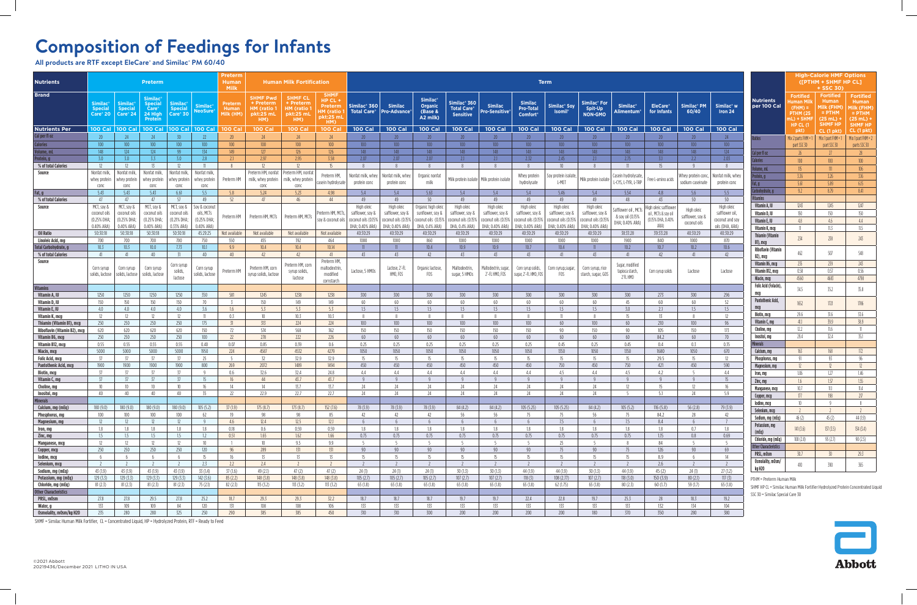# Composition of Feedings for Infants

**All products are RTF except EleCare® and Similac® PM 60/40**

| Nutrients | Preterm | | | | | Preterm Human Milk | Human Milk Fortification | | | Term | | | | | | | | | | | |
|---|---|---|---|---|---|---|---|---|---|---|---|---|---|---|---|---|---|---|---|---|---|
| **Brand** | Similac® Special Care® 20 | Similac® Special Care® 24 | Similac® Special Care® 24 High Protein | Similac® Special Care® 30 | Similac® NeoSure® | Preterm Human Milk (HM) | SHMF Pwd + Preterm HM (ratio 1 pkt:25 mL HM) | SHMF CL + Preterm HM (ratio 1 pkt:25 mL HM) | SHMF HP CL + Preterm HM (ratio 1 pkt:25 mL HM) | Similac® 360 Total Care® | Similac Pro-Advance® | Similac® Organic (Base & A2 milk) | Similac® 360 Total Care® Sensitive | Similac Pro-Sensitive® | Similac Pro-Total Comfort® | Similac® Soy Isomil® | Similac® For Spit-Up NON-GMO | Similac® Alimentum® | EleCare® for Infants | Similac® PM 60/40 | Similac® w Iron 24 |
| **Nutrients Per** | 100 Cal | 100 Cal | 100 Cal | 100 Cal | 100 Cal | 100 Cal | 100 Cal | 100 Cal | 100 Cal | 100 Cal | 100 Cal | 100 Cal | 100 Cal | 100 Cal | 100 Cal | 100 Cal | 100 Cal | 100 Cal | 100 Cal | 100 Cal | 100 Cal |
| Cal per fl oz | 20 | 24 | 24 | 30 | 22 | 20 | 24 | 24 | 24 | 20 | 20 | 20 | 20 | 20 | 20 | 20 | 20 | 20 | 20 | 20 | 24 |
| Calories | 100 | 100 | 100 | 100 | 100 | 100 | 100 | 100 | 100 | 100 | 100 | 100 | 100 | 100 | 100 | 100 | 100 | 100 | 100 | 100 | 100 |
| Volume, mL | 148 | 124 | 124 | 99 | 134 | 149 | 127 | 126 | 126 | 148 | 148 | 148 | 148 | 148 | 148 | 148 | 148 | 148 | 148 | 148 | 124 |
| Protein, g | 3.0 | 3.0 | 3.3 | 3.0 | 2.8 | 2.1 | 2.97 | 2.95 | 3.58 | 2.07 | 2.07 | 2.07 | 2.1 | 2.1 | 2.32 | 2.45 | 2.1 | 2.75 | 3.1 | 2.2 | 2.03 |
| % of total Calories | 12 | 12 | 13 | 12 | 11 | 8 | 12 | 12 | 15 | 8 | 8 | 8 | 8 | 8 | 8 | 10 | 8 | 11 | 15 | 9 | 8 |
| Source | Nonfat milk, whey protein conc | Nonfat milk, whey protein conc | Nonfat milk, whey protein conc | Nonfat milk, whey protein conc | Nonfat milk, whey protein conc | Preterm HM | Preterm HM, nonfat milk, whey protein conc | Preterm HM, nonfat milk, whey protein conc | Preterm HM, casein hydrolysate | Nonfat milk, whey protein conc | Nonfat milk, whey protein conc | Organic nonfat milk | Milk protein isolate | Milk protein isolate | Whey protein hydrolysate | Soy protein isolate, L-MET | Milk protein isolate | Casein hydrolysate, L-CYS, L-TYR, L-TRP | Free L-amino acids | Whey protein conc, sodium caseinate | Nonfat milk, whey protein conc |
| Fat, g | 5.43 | 5.43 | 5.43 | 6.61 | 5.5 | 5.8 | 5.24 | 5.23 | 4.98 | 5.4 | 5.4 | 5.63 | 5.4 | 5.4 | 5.4 | 5.46 | 5.4 | 5.54 | 4.8 | 5.6 | 5.5 |
| % of total Calories | 47 | 47 | 47 | 57 | 49 | 52 | 47 | 46 | 44 | 49 | 49 | 50 | 49 | 49 | 49 | 49 | 49 | 48 | 43 | 50 | 50 |
| Source | MCT, soy & coconut oils (0.25% DHA; 0.40% ARA) | MCT, soy & coconut oils (0.25% DHA; 0.40% ARA) | MCT, soy & coconut oils (0.25% DHA; 0.40% ARA) | MCT, soy & coconut oils (0.21% DHA; 0.33% ARA) | Soy & coconut oils, MCTs (0.25% DHA; 0.40% ARA) | Preterm HM | Preterm HM, MCTs | Preterm HM, MCTs | Preterm HM, MCTs, soy & coconut oils | High oleic safflower, soy & coconut oils (0.15% DHA; 0.40% ARA) | High oleic safflower, soy & coconut oils (0.15% DHA; 0.40% ARA) | Organic high oleic sunflower, soy & coconut oils (0.15% DHA, 0.4% ARA) | High oleic safflower, soy & coconut oils (0.15% DHA, 0.4% ARA) | High oleic safflower, soy & coconut oils (0.15% DHA; 0.40% ARA) | High oleic safflower, soy & coconut oils (0.15% DHA; 0.40% ARA) | High oleic safflower, soy & coconut oils (0.15% DHA; 0.40% ARA) | High oleic safflower, soy & coconut oils (0.15% DHA; 0.40% ARA) | Safflower oil, MCTs & soy oil (0.15% DHA; 0.40% ARA) | High oleic safflower oil, MCTs & soy & coconut oils (0.15% DHA, 0.40% ARA) | High oleic safflower, soy & coconut oils | High oleic safflower oil, coconut and soy oils (DHA, ARA) |
| Oil Ratio | 50:30:18 | 50:30:18 | 50:30:18 | 50:30:18 | 45:39:25 | Not available | Not available | Not available | Not available | 40:30:29 | 40:30:29 | 40:30:29 | 40:30:29 | 40:30:29 | 40:30:29 | 40:30:29 | 40:30:29 | 38:33:28 | 39:33:28 | 40:30:29 | 40:30:29 |
| Linoleic Acid, mg | 700 | 700 | 700 | 700 | 750 | 550 | 455 | 392 | 464 | 1000 | 1000 | 860 | 1000 | 1000 | 1000 | 1000 | 1000 | 1900 | 840 | 1000 | 870 |
| Total Carbohydrate, g | 10.3 | 10.3 | 10.3 | 7.73 | 10.1 | 9.9 | 10.4 | 10.4 | 10.14 | 11 | 11 | 10.4 | 10.9 | 10.9 | 10.7 | 10.4 | 11 | 10.2 | 10.7 | 10.2 | 10.6 |
| % of total Calories | 41 | 41 | 40 | 31 | 40 | 40 | 42 | 42 | 41 | 43 | 43 | 42 | 43 | 43 | 43 | 41 | 43 | 41 | 42 | 41 | 42 |
| Source | Corn syrup solids, lactose | Corn syrup solids, lactose | Corn syrup solids, lactose | Corn syrup solids, lactose | Corn syrup solids, lactose | Preterm HM | Preterm HM, corn syrup solids, lactose | Preterm HM, corn syrup solids, lactose | Preterm HM, maltodextrin, modified cornstarch | Lactose, 5 HMOs | Lactose, 2'-FL HMO, FOS | Organic lactose, FOS | Maltodextrin, sugar, 5 HMOs | Maltodextrin, sugar, 2'-FL HMO, FOS | Corn syrup solids, sugar, 2'-FL HMO, FOS | Corn syrup, sugar, FOS | Corn syrup, rice starch, sugar, GOS | Sugar, modified tapioca starch, 2'FL HMO | Corn syrup solids | Lactose | Lactose |
| **Vitamins** | | | | | | | | | | | | | | | | | | | | | |
| Vitamin A, IU | 1250 | 1250 | 1250 | 1250 | 550 | 581 | 1245 | 1238 | 1238 | 300 | 300 | 300 | 300 | 300 | 300 | 300 | 300 | 300 | 273 | 300 | 296 |
| Vitamin D, IU | 150 | 150 | 150 | 150 | 70 | 3 | 150 | 149 | 149 | 60 | 60 | 60 | 60 | 60 | 60 | 60 | 60 | 45 | 60 | 60 | 52 |
| Vitamin E, IU | 4.0 | 4.0 | 4.0 | 4.0 | 3.6 | 1.6 | 5.3 | 5.3 | 5.3 | 1.5 | 1.5 | 1.5 | 1.5 | 1.5 | 1.5 | 1.5 | 1.5 | 3.0 | 2.1 | 1.5 | 1.5 |
| Vitamin K, mcg | 12 | 12 | 12 | 12 | 11 | 0.3 | 10 | 10.3 | 10.3 | 8 | 8 | 8 | 8 | 8 | 8 | 11 | 8 | 15 | 13 | 8 | 12 |
| Thiamin (Vitamin B1), mcg | 250 | 250 | 250 | 250 | 175 | 31 | 313 | 224 | 224 | 100 | 100 | 100 | 100 | 100 | 100 | 100 | 100 | 60 | 210 | 100 | 96 |
| Riboflavin (Vitamin B2), mcg | 620 | 620 | 620 | 620 | 150 | 72 | 574 | 568 | 362 | 150 | 150 | 150 | 150 | 150 | 150 | 90 | 150 | 90 | 105 | 150 | 173 |
| Vitamin B6, mcg | 250 | 250 | 250 | 250 | 100 | 22 | 278 | 222 | 226 | 60 | 60 | 60 | 60 | 60 | 60 | 60 | 60 | 60 | 84.2 | 60 | 70 |
| Vitamin B12, mcg | 0.55 | 0.55 | 0.55 | 0.55 | 0.40 | 0.07 | 0.85 | 0.39 | 0.6 | 0.25 | 0.25 | 0.25 | 0.25 | 0.25 | 0.25 | 0.45 | 0.25 | 0.45 | 0.4 | 0.3 | 0.35 |
| Niacin, mcg | 5000 | 5000 | 5000 | 5000 | 1950 | 224 | 4587 | 4532 | 4279 | 1050 | 1050 | 1050 | 1050 | 1050 | 1050 | 1350 | 1050 | 1350 | 1680 | 1050 | 670 |
| Folic Acid, mcg | 37 | 37 | 37 | 37 | 25 | 5 | 32 | 32.9 | 32.9 | 15 | 15 | 15 | 15 | 15 | 15 | 15 | 15 | 15 | 29.5 | 15 | 12 |
| Pantothenic Acid, mcg | 1900 | 1900 | 1900 | 1900 | 800 | 269 | 2072 | 1489 | 1494 | 450 | 450 | 450 | 450 | 450 | 450 | 750 | 450 | 750 | 421 | 450 | 590 |
| Biotin, mcg | 37 | 37 | 37 | 37 | 9 | 0.6 | 32.6 | 32.4 | 24.8 | 4.4 | 4.4 | 4.4 | 4.4 | 4.4 | 4.4 | 4.5 | 4.4 | 4.5 | 4.2 | 5 | 4.4 |
| Vitamin C, mg | 37 | 37 | 37 | 37 | 16 | 16 | 44 | 43.7 | 43.7 | 9 | 9 | 9 | 9 | 9 | 9 | 9 | 9 | 9 | 9 | 9 | 15 |
| Choline, mg | 10 | 10 | 10 | 10 | 16 | 14 | 14 | 13.7 | 13.7 | 24 | 24 | 24 | 24 | 24 | 24 | 24 | 24 | 12 | 15 | 12 | 16 |
| Inositol, mg | 40 | 40 | 40 | 40 | 35 | 22 | 22.9 | 22.7 | 22.7 | 24 | 24 | 24 | 24 | 24 | 24 | 24 | 24 | 5 | 5.1 | 24 | 5.9 |
| **Minerals** | | | | | | | | | | | | | | | | | | | | | |
| Calcium, mg (mEq) | 180 (9.0) | 180 (9.0) | 180 (9.0) | 180 (9.0) | 105 (5.2) | 37 (1.9) | 175 (8.7) | 173 (8.7) | 152 (7.6) | 78 (3.9) | 78 (3.9) | 78 (3.9) | 84 (4.2) | 84 (4.2) | 105 (5.25) | 105 (5.25) | 84 (4.2) | 105 (5.2) | 116 (5.8) | 56 (2.8) | 79 (3.9) |
| Phosphorus, mg | 100 | 100 | 100 | 100 | 62 | 19 | 98 | 98 | 85 | 42 | 42 | 42 | 56 | 56 | 75 | 75 | 56 | 75 | 84.2 | 28 | 42 |
| Magnesium, mg | 12 | 12 | 12 | 12 | 9 | 4.6 | 12.4 | 12.5 | 12.1 | 6 | 6 | 6 | 6 | 6 | 6 | 7.5 | 6 | 7.5 | 8.4 | 6 | 7 |
| Iron, mg | 1.8 | 1.8 | 1.8 | 1.8 | 1.8 | 0.18 | 0.6 | 0.59 | 0.59 | 1.8 | 1.8 | 1.8 | 1.8 | 1.8 | 1.8 | 1.8 | 1.8 | 1.8 | 1.8 | 0.7 | 1.8 |
| Zinc, mg | 1.5 | 1.5 | 1.5 | 1.5 | 1.2 | 0.51 | 1.65 | 1.62 | 1.66 | 0.75 | 0.75 | 0.75 | 0.75 | 0.75 | 0.75 | 0.75 | 0.75 | 0.75 | 1.25 | 0.8 | 0.69 |
| Manganese, mcg | 12 | 12 | 12 | 12 | 10 | 1 | 10 | 9.5 | 9.9 | 5 | 5 | 5 | 5 | 5 | 5 | 25 | 5 | 8 | 84 | 5 | 5 |
| Copper, mcg | 250 | 250 | 250 | 250 | 120 | 96 | 289 | 131 | 131 | 90 | 90 | 90 | 90 | 90 | 90 | 75 | 90 | 75 | 126 | 90 | 69 |
| Iodine, mcg | 6 | 6 | 6 | 6 | 15 | 16 | 13 | 13 | 13 | 15 | 15 | 15 | 15 | 15 | 15 | 15 | 15 | 15 | 8.9 | 6 | 14 |
| Selenium, mcg | 2 | 2 | 2 | 2 | 2.3 | 2.2 | 2.4 | 2 | 2 | 2 | 2 | 2 | 2 | 2 | 2 | 2 | 2 | 2 | 2.6 | 2 | 2 |
| Sodium, mg (mEq) | 43 (1.9) | 43 (1.9) | 43 (1.9) | 43 (1.9) | 33 (1.4) | 37 (1.6) | 49 (2.1) | 47 (2) | 47 (2) | 24 (1) | 24 (1) | 24 (1) | 30 (1.3) | 30 (1.3) | 44 (1.9) | 44 (1.9) | 30 (1.3) | 44 (1.9) | 45 (2) | 24 (1) | 27 (1.2) |
| Potassium, mg (mEq) | 129 (3.3) | 129 (3.3) | 129 (3.3) | 129 (3.3) | 142 (3.6) | 85 (2.2) | 148 (3.8) | 148 (3.8) | 148 (3.8) | 105 (2.7) | 105 (2.7) | 105 (2.7) | 107 (2.7) | 107 (2.7) | 118 (3) | 108 (2.77) | 107 (2.7) | 118 (3.0) | 150 (3.9) | 80 (2.1) | 117 (3) |
| Chloride, mg (mEq) | 81 (2.3) | 81 (2.3) | 81 (2.3) | 81 (2.3) | 75 (2.1) | 82 (2.3) | 115 (3.2) | 113 (3.2) | 113 (3.2) | 65 (1.8) | 65 (1.8) | 65 (1.8) | 65 (1.8) | 65 (1.8) | 65 (1.8) | 62 (1.75) | 65 (1.8) | 80 (2.3) | 60 (1.7) | 59 (1.7) | 65 (1.8) |
| **Other Characteristics** | | | | | | | | | | | | | | | | | | | | | |
| PRSL, mOsm | 27.8 | 27.8 | 29.5 | 27.8 | 25.2 | 18.7 | 29.3 | 29.3 | 32.2 | 18.7 | 18.7 | 18.7 | 19.7 | 19.7 | 22.4 | 22.8 | 19.7 | 25.3 | 28 | 18.3 | 19.2 |
| Water, g | 133 | 109 | 109 | 84 | 120 | 131 | 108 | 108 | 106 | 133 | 133 | 133 | 133 | 133 | 133 | 133 | 133 | 133 | 132 | 134 | 104 |
| Osmolality, mOsm/kg H2O | 235 | 280 | 280 | 325 | 250 | 290 | 385 | 385 | 450 | 310 | 310 | 300 | 200 | 200 | 200 | 200 | 180 | 370 | 350 | 280 | 380 |

SHMF = Similac Human Milk Fortifier, CL = Concentrated Liquid, HP = Hydrolyzed Protein Concentrated Liquid, RTF = Ready to Feed

| Nutrients per 100 Cal | High-Calorie HMF Options ([PTHM + SHMF HP CL] + SSC 30) | | |
|---|---|---|---|
| | Fortified Human Milk (FHM) = PTHM (25 mL) + SHMF HP CL (1 pkt) | Fortified Human Milk (FHM) = PTHM (25 mL) + SHMF HP CL (1 pkt) | Fortified Human Milk (FHM) = PTHM (25 mL) + SHMF HP CL (1 pkt) |
| Ratios | Mix 2 parts FHM + 1 part SSC 30 | Mix 1 part FHM + 1 part SSC 30 | Mix 1 part FHM + 2 parts SSC 30 |
| Cal per fl oz | 26 | 27 | 28 |
| Calories | 100 | 100 | 100 |
| Volume, mL | 115 | 111 | 106 |
| Protein, g | 3.36 | 3.26 | 3.16 |
| Fat, g | 5.61 | 5.89 | 6.15 |
| Carbohydrate, g | 9.2 | 8.79 | 8.41 |
| **Vitamins** | | | |
| Vitamin A, IU | 1249 | 1245 | 1247 |
| Vitamin D, IU | 150 | 150 | 150 |
| Vitamin E, IU | 4.8 | 4.6 | 4.4 |
| Vitamin K, mcg | 11 | 11.3 | 11.5 |
| Thiamin (Vitamin B1), mcg | 234 | 238 | 243 |
| Riboflavin (Vitamin B2), mcg | 462 | 507 | 548 |
| Vitamin B6, mcg | 235 | 239 | 243 |
| Vitamin B12, mcg | 0.58 | 0.57 | 0.56 |
| Niacin, mcg | 4560 | 4681 | 4798 |
| Folic Acid (Folacin), mcg | 34.5 | 35.2 | 35.8 |
| Pantothenic Acid, mcg | 1652 | 1721 | 1786 |
| Biotin, mcg | 29.6 | 31.6 | 33.6 |
| Vitamin C, mg | 41.1 | 39.9 | 38.9 |
| Choline, mg | 12.2 | 11.6 | 11 |
| Inositol, mg | 28.4 | 32.4 | 35.1 |
| **Minerals** | | | |
| Calcium, mg | 167 | 168 | 172 |
| Phosphorus, mg | 91 | 93 | 96 |
| Magnesium, mg | 12 | 12 | 12 |
| Iron, mg | 1.06 | 1.27 | 1.46 |
| Zinc, mg | 1.6 | 1.57 | 1.55 |
| Manganese, mcg | 10.7 | 11.1 | 11.4 |
| Copper, mcg | 177 | 198 | 217 |
| Iodine, mcg | 10 | 9 | 8 |
| Selenium, mcg | 2 | 2 | 2 |
| Sodium, mg (mEq) | 46 (2) | 45 (2) | 44 (1.9) |
| Potassium, mg (mEq) | 141 (3.6) | 137 (3.5) | 134 (3.4) |
| Chloride, mg (mEq) | 100 (2.8) | 95 (2.7) | 90 (2.5) |
| **Other Characteristics** | | | |
| PRSL, mOsm | 30.7 | 30 | 29.3 |
| Osmolality, mOsm/kg H2O | 410 | 390 | 365 |

PTHM = Preterm Human Milk

SHMF HP CL = Similac Human Milk Fortifier Hydrolyzed Protein Concentrated Liquid

SSC 30 = Similac Special Care 30

©2021 Abbott
20219436/December 2021 LITHO IN USA

Abbott